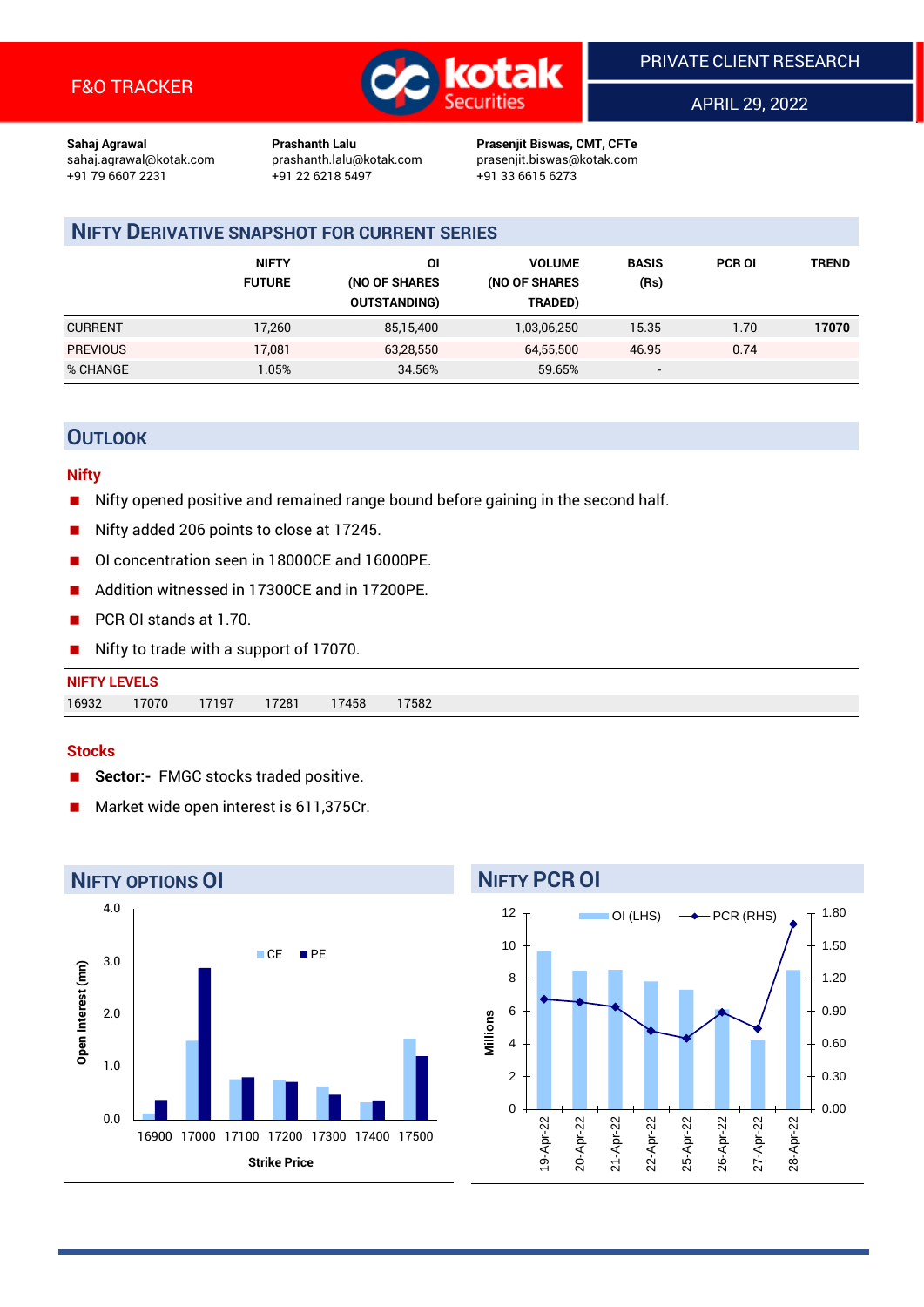F&O TRACKER

PRIVATE CLIENT RESEARCH

APRIL 29, 2022

**Sahaj Agrawal**
sahaj.agrawal@kotak.com
+91 79 6607 2231

**Prashanth Lalu**
prashanth.lalu@kotak.com
+91 22 6218 5497

**Prasenjit Biswas, CMT, CFTe**
prasenjit.biswas@kotak.com
+91 33 6615 6273

## NIFTY DERIVATIVE SNAPSHOT FOR CURRENT SERIES

| | NIFTY FUTURE | OI (NO OF SHARES OUTSTANDING) | VOLUME (NO OF SHARES TRADED) | BASIS (Rs) | PCR OI | TREND |
|---|---|---|---|---|---|---|
| CURRENT | 17,260 | 85,15,400 | 1,03,06,250 | 15.35 | 1.70 | **17070** |
| PREVIOUS | 17,081 | 63,28,550 | 64,55,500 | 46.95 | 0.74 | |
| % CHANGE | 1.05% | 34.56% | 59.65% | - | | |

## OUTLOOK

### Nifty

- Nifty opened positive and remained range bound before gaining in the second half.
- Nifty added 206 points to close at 17245.
- OI concentration seen in 18000CE and 16000PE.
- Addition witnessed in 17300CE and in 17200PE.
- PCR OI stands at 1.70.
- Nifty to trade with a support of 17070.

### NIFTY LEVELS

| 16932 | 17070 | 17197 | 17281 | 17458 | 17582 |
|---|---|---|---|---|---|

### Stocks

- **Sector:-** FMGC stocks traded positive.
- Market wide open interest is 611,375Cr.

## NIFTY OPTIONS OI

## NIFTY PCR OI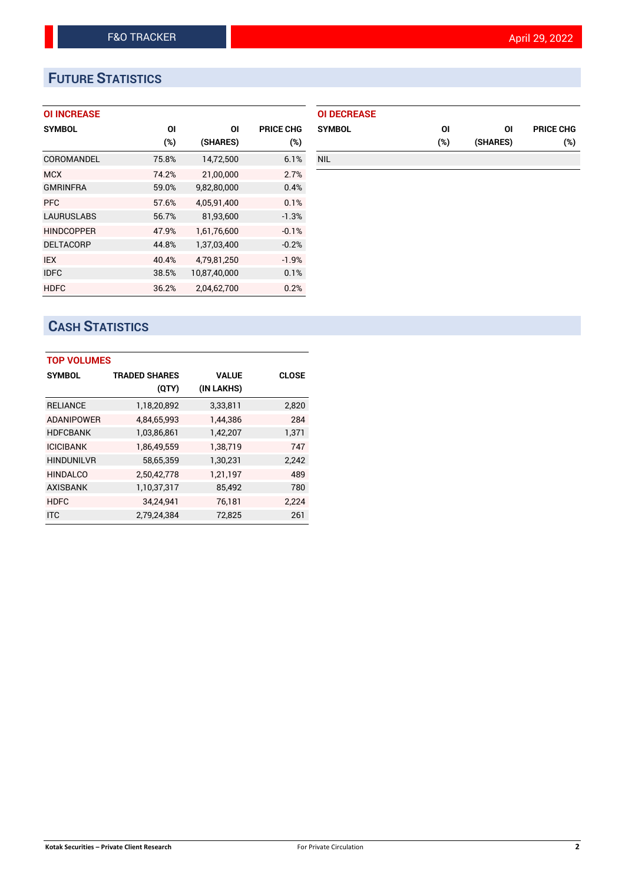## Future Statistics

### OI INCREASE

| SYMBOL | OI (%) | OI (SHARES) | PRICE CHG (%) |
|---|---|---|---|
| COROMANDEL | 75.8% | 14,72,500 | 6.1% |
| MCX | 74.2% | 21,00,000 | 2.7% |
| GMRINFRA | 59.0% | 9,82,80,000 | 0.4% |
| PFC | 57.6% | 4,05,91,400 | 0.1% |
| LAURUSLABS | 56.7% | 81,93,600 | -1.3% |
| HINDCOPPER | 47.9% | 1,61,76,600 | -0.1% |
| DELTACORP | 44.8% | 1,37,03,400 | -0.2% |
| IEX | 40.4% | 4,79,81,250 | -1.9% |
| IDFC | 38.5% | 10,87,40,000 | 0.1% |
| HDFC | 36.2% | 2,04,62,700 | 0.2% |

### OI DECREASE

| SYMBOL | OI (%) | OI (SHARES) | PRICE CHG (%) |
|---|---|---|---|
| NIL | | | |

## Cash Statistics

### TOP VOLUMES

| SYMBOL | TRADED SHARES (QTY) | VALUE (IN LAKHS) | CLOSE |
|---|---|---|---|
| RELIANCE | 1,18,20,892 | 3,33,811 | 2,820 |
| ADANIPOWER | 4,84,65,993 | 1,44,386 | 284 |
| HDFCBANK | 1,03,86,861 | 1,42,207 | 1,371 |
| ICICIBANK | 1,86,49,559 | 1,38,719 | 747 |
| HINDUNILVR | 58,65,359 | 1,30,231 | 2,242 |
| HINDALCO | 2,50,42,778 | 1,21,197 | 489 |
| AXISBANK | 1,10,37,317 | 85,492 | 780 |
| HDFC | 34,24,941 | 76,181 | 2,224 |
| ITC | 2,79,24,384 | 72,825 | 261 |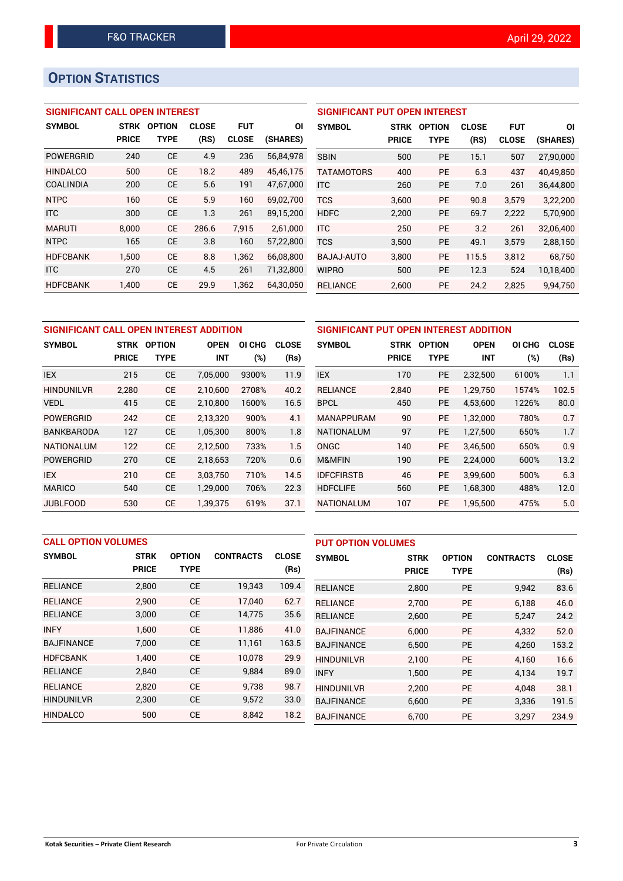## OPTION STATISTICS

### SIGNIFICANT CALL OPEN INTEREST

| SYMBOL | STRK PRICE | OPTION TYPE | CLOSE (RS) | FUT CLOSE | OI (SHARES) |
|---|---|---|---|---|---|
| POWERGRID | 240 | CE | 4.9 | 236 | 56,84,978 |
| HINDALCO | 500 | CE | 18.2 | 489 | 45,46,175 |
| COALINDIA | 200 | CE | 5.6 | 191 | 47,67,000 |
| NTPC | 160 | CE | 5.9 | 160 | 69,02,700 |
| ITC | 300 | CE | 1.3 | 261 | 89,15,200 |
| MARUTI | 8,000 | CE | 286.6 | 7,915 | 2,61,000 |
| NTPC | 165 | CE | 3.8 | 160 | 57,22,800 |
| HDFCBANK | 1,500 | CE | 8.8 | 1,362 | 66,08,800 |
| ITC | 270 | CE | 4.5 | 261 | 71,32,800 |
| HDFCBANK | 1,400 | CE | 29.9 | 1,362 | 64,30,050 |

### SIGNIFICANT PUT OPEN INTEREST

| SYMBOL | STRK PRICE | OPTION TYPE | CLOSE (RS) | FUT CLOSE | OI (SHARES) |
|---|---|---|---|---|---|
| SBIN | 500 | PE | 15.1 | 507 | 27,90,000 |
| TATAMOTORS | 400 | PE | 6.3 | 437 | 40,49,850 |
| ITC | 260 | PE | 7.0 | 261 | 36,44,800 |
| TCS | 3,600 | PE | 90.8 | 3,579 | 3,22,200 |
| HDFC | 2,200 | PE | 69.7 | 2,222 | 5,70,900 |
| ITC | 250 | PE | 3.2 | 261 | 32,06,400 |
| TCS | 3,500 | PE | 49.1 | 3,579 | 2,88,150 |
| BAJAJ-AUTO | 3,800 | PE | 115.5 | 3,812 | 68,750 |
| WIPRO | 500 | PE | 12.3 | 524 | 10,18,400 |
| RELIANCE | 2,600 | PE | 24.2 | 2,825 | 9,94,750 |

### SIGNIFICANT CALL OPEN INTEREST ADDITION

| SYMBOL | STRK PRICE | OPTION TYPE | OPEN INT | OI CHG (%) | CLOSE (Rs) |
|---|---|---|---|---|---|
| IEX | 215 | CE | 7,05,000 | 9300% | 11.9 |
| HINDUNILVR | 2,280 | CE | 2,10,600 | 2708% | 40.2 |
| VEDL | 415 | CE | 2,10,800 | 1600% | 16.5 |
| POWERGRID | 242 | CE | 2,13,320 | 900% | 4.1 |
| BANKBARODA | 127 | CE | 1,05,300 | 800% | 1.8 |
| NATIONALUM | 122 | CE | 2,12,500 | 733% | 1.5 |
| POWERGRID | 270 | CE | 2,18,653 | 720% | 0.6 |
| IEX | 210 | CE | 3,03,750 | 710% | 14.5 |
| MARICO | 540 | CE | 1,29,000 | 706% | 22.3 |
| JUBLFOOD | 530 | CE | 1,39,375 | 619% | 37.1 |

### SIGNIFICANT PUT OPEN INTEREST ADDITION

| SYMBOL | STRK PRICE | OPTION TYPE | OPEN INT | OI CHG (%) | CLOSE (Rs) |
|---|---|---|---|---|---|
| IEX | 170 | PE | 2,32,500 | 6100% | 1.1 |
| RELIANCE | 2,840 | PE | 1,29,750 | 1574% | 102.5 |
| BPCL | 450 | PE | 4,53,600 | 1226% | 80.0 |
| MANAPPURAM | 90 | PE | 1,32,000 | 780% | 0.7 |
| NATIONALUM | 97 | PE | 1,27,500 | 650% | 1.7 |
| ONGC | 140 | PE | 3,46,500 | 650% | 0.9 |
| M&MFIN | 190 | PE | 2,24,000 | 600% | 13.2 |
| IDFCFIRSTB | 46 | PE | 3,99,600 | 500% | 6.3 |
| HDFCLIFE | 560 | PE | 1,68,300 | 488% | 12.0 |
| NATIONALUM | 107 | PE | 1,95,500 | 475% | 5.0 |

### CALL OPTION VOLUMES

| SYMBOL | STRK PRICE | OPTION TYPE | CONTRACTS | CLOSE (Rs) |
|---|---|---|---|---|
| RELIANCE | 2,800 | CE | 19,343 | 109.4 |
| RELIANCE | 2,900 | CE | 17,040 | 62.7 |
| RELIANCE | 3,000 | CE | 14,775 | 35.6 |
| INFY | 1,600 | CE | 11,886 | 41.0 |
| BAJFINANCE | 7,000 | CE | 11,161 | 163.5 |
| HDFCBANK | 1,400 | CE | 10,078 | 29.9 |
| RELIANCE | 2,840 | CE | 9,884 | 89.0 |
| RELIANCE | 2,820 | CE | 9,738 | 98.7 |
| HINDUNILVR | 2,300 | CE | 9,572 | 33.0 |
| HINDALCO | 500 | CE | 8,842 | 18.2 |

### PUT OPTION VOLUMES

| SYMBOL | STRK PRICE | OPTION TYPE | CONTRACTS | CLOSE (Rs) |
|---|---|---|---|---|
| RELIANCE | 2,800 | PE | 9,942 | 83.6 |
| RELIANCE | 2,700 | PE | 6,188 | 46.0 |
| RELIANCE | 2,600 | PE | 5,247 | 24.2 |
| BAJFINANCE | 6,000 | PE | 4,332 | 52.0 |
| BAJFINANCE | 6,500 | PE | 4,260 | 153.2 |
| HINDUNILVR | 2,100 | PE | 4,160 | 16.6 |
| INFY | 1,500 | PE | 4,134 | 19.7 |
| HINDUNILVR | 2,200 | PE | 4,048 | 38.1 |
| BAJFINANCE | 6,600 | PE | 3,336 | 191.5 |
| BAJFINANCE | 6,700 | PE | 3,297 | 234.9 |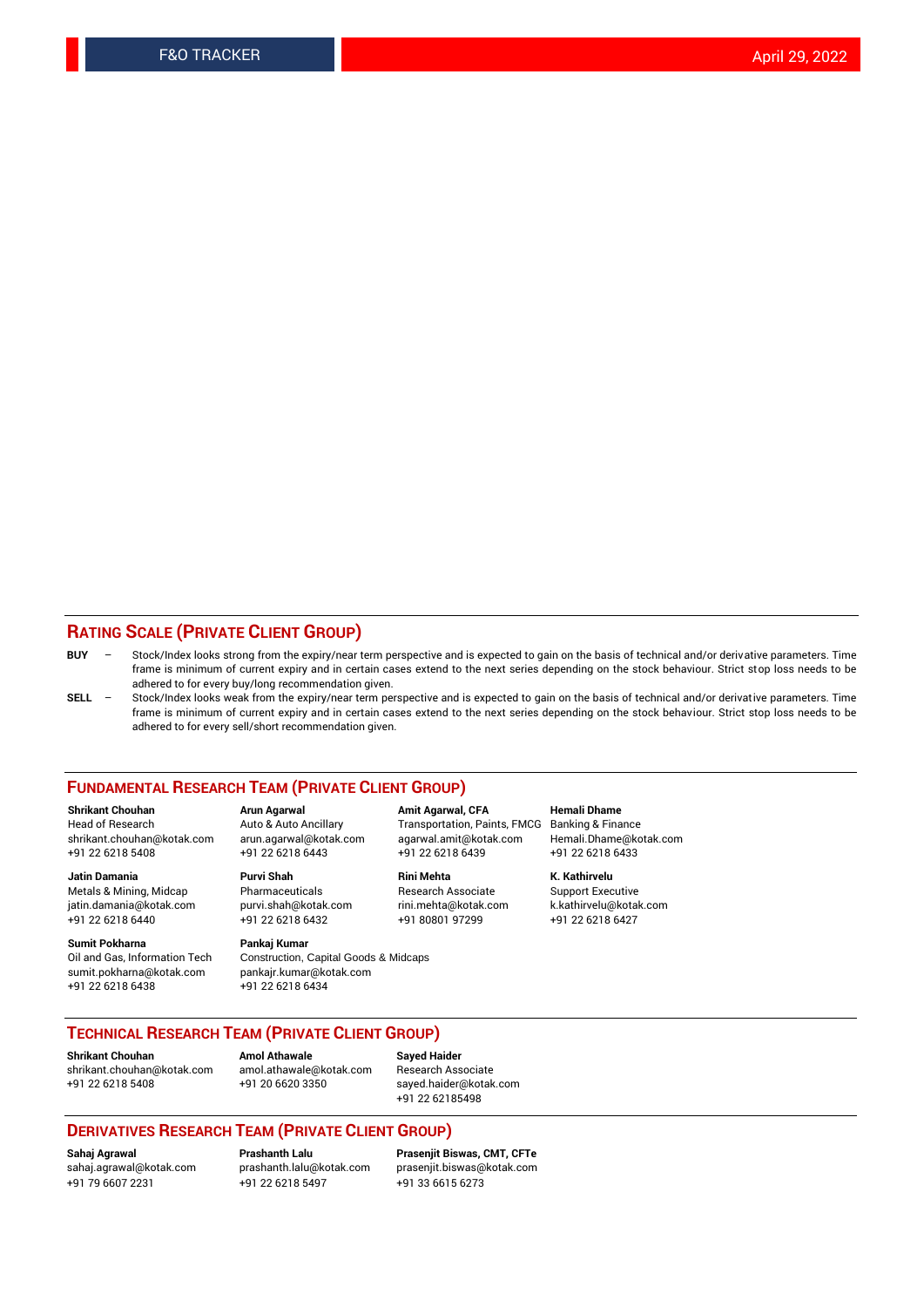## RATING SCALE (PRIVATE CLIENT GROUP)

**BUY** – Stock/Index looks strong from the expiry/near term perspective and is expected to gain on the basis of technical and/or derivative parameters. Time frame is minimum of current expiry and in certain cases extend to the next series depending on the stock behaviour. Strict stop loss needs to be adhered to for every buy/long recommendation given.

**SELL** – Stock/Index looks weak from the expiry/near term perspective and is expected to gain on the basis of technical and/or derivative parameters. Time frame is minimum of current expiry and in certain cases extend to the next series depending on the stock behaviour. Strict stop loss needs to be adhered to for every sell/short recommendation given.

## FUNDAMENTAL RESEARCH TEAM (PRIVATE CLIENT GROUP)

**Shrikant Chouhan**
Head of Research
shrikant.chouhan@kotak.com
+91 22 6218 5408

**Arun Agarwal**
Auto & Auto Ancillary
arun.agarwal@kotak.com
+91 22 6218 6443

**Amit Agarwal, CFA**
Transportation, Paints, FMCG
agarwal.amit@kotak.com
+91 22 6218 6439

**Hemali Dhame**
Banking & Finance
Hemali.Dhame@kotak.com
+91 22 6218 6433

**Jatin Damania**
Metals & Mining, Midcap
jatin.damania@kotak.com
+91 22 6218 6440

**Purvi Shah**
Pharmaceuticals
purvi.shah@kotak.com
+91 22 6218 6432

**Rini Mehta**
Research Associate
rini.mehta@kotak.com
+91 80801 97299

**K. Kathirvelu**
Support Executive
k.kathirvelu@kotak.com
+91 22 6218 6427

**Sumit Pokharna**
Oil and Gas, Information Tech
sumit.pokharna@kotak.com
+91 22 6218 6438

**Pankaj Kumar**
Construction, Capital Goods & Midcaps
pankajr.kumar@kotak.com
+91 22 6218 6434

## TECHNICAL RESEARCH TEAM (PRIVATE CLIENT GROUP)

**Shrikant Chouhan**
shrikant.chouhan@kotak.com
+91 22 6218 5408

**Amol Athawale**
amol.athawale@kotak.com
+91 20 6620 3350

**Sayed Haider**
Research Associate
sayed.haider@kotak.com
+91 22 62185498

## DERIVATIVES RESEARCH TEAM (PRIVATE CLIENT GROUP)

**Sahaj Agrawal**
sahaj.agrawal@kotak.com
+91 79 6607 2231

**Prashanth Lalu**
prashanth.lalu@kotak.com
+91 22 6218 5497

**Prasenjit Biswas, CMT, CFTe**
prasenjit.biswas@kotak.com
+91 33 6615 6273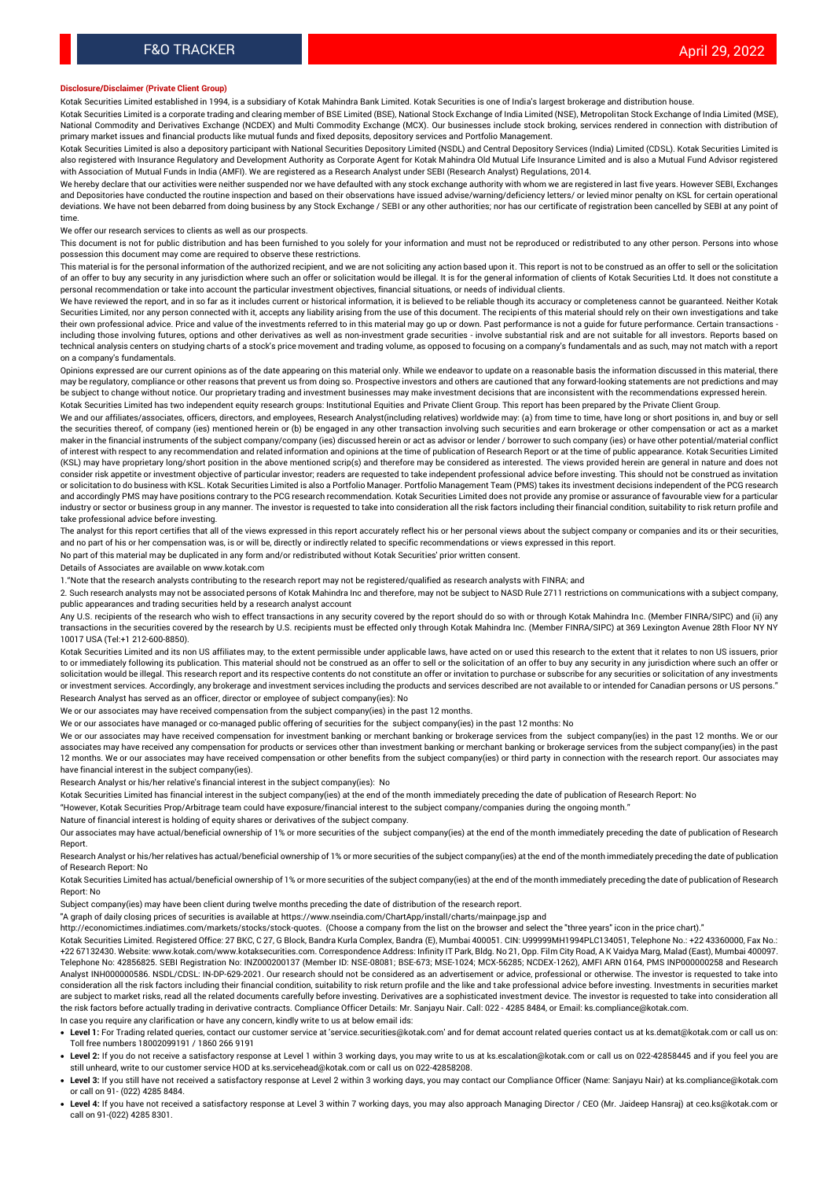**Disclosure/Disclaimer (Private Client Group)**

Kotak Securities Limited established in 1994, is a subsidiary of Kotak Mahindra Bank Limited. Kotak Securities is one of India's largest brokerage and distribution house.

Kotak Securities Limited is a corporate trading and clearing member of BSE Limited (BSE), National Stock Exchange of India Limited (NSE), Metropolitan Stock Exchange of India Limited (MSE), National Commodity and Derivatives Exchange (NCDEX) and Multi Commodity Exchange (MCX). Our businesses include stock broking, services rendered in connection with distribution of primary market issues and financial products like mutual funds and fixed deposits, depository services and Portfolio Management.

Kotak Securities Limited is also a depository participant with National Securities Depository Limited (NSDL) and Central Depository Services (India) Limited (CDSL). Kotak Securities Limited is also registered with Insurance Regulatory and Development Authority as Corporate Agent for Kotak Mahindra Old Mutual Life Insurance Limited and is also a Mutual Fund Advisor registered with Association of Mutual Funds in India (AMFI). We are registered as a Research Analyst under SEBI (Research Analyst) Regulations, 2014.

We hereby declare that our activities were neither suspended nor we have defaulted with any stock exchange authority with whom we are registered in last five years. However SEBI, Exchanges and Depositories have conducted the routine inspection and based on their observations have issued advise/warning/deficiency letters/ or levied minor penalty on KSL for certain operational deviations. We have not been debarred from doing business by any Stock Exchange / SEBI or any other authorities; nor has our certificate of registration been cancelled by SEBI at any point of time.

We offer our research services to clients as well as our prospects.

This document is not for public distribution and has been furnished to you solely for your information and must not be reproduced or redistributed to any other person. Persons into whose possession this document may come are required to observe these restrictions.

This material is for the personal information of the authorized recipient, and we are not soliciting any action based upon it. This report is not to be construed as an offer to sell or the solicitation of an offer to buy any security in any jurisdiction where such an offer or solicitation would be illegal. It is for the general information of clients of Kotak Securities Ltd. It does not constitute a personal recommendation or take into account the particular investment objectives, financial situations, or needs of individual clients.

We have reviewed the report, and in so far as it includes current or historical information, it is believed to be reliable though its accuracy or completeness cannot be guaranteed. Neither Kotak Securities Limited, nor any person connected with it, accepts any liability arising from the use of this document. The recipients of this material should rely on their own investigations and take their own professional advice. Price and value of the investments referred to in this material may go up or down. Past performance is not a guide for future performance. Certain transactions - including those involving futures, options and other derivatives as well as non-investment grade securities - involve substantial risk and are not suitable for all investors. Reports based on technical analysis centers on studying charts of a stock's price movement and trading volume, as opposed to focusing on a company's fundamentals and as such, may not match with a report on a company's fundamentals.

Opinions expressed are our current opinions as of the date appearing on this material only. While we endeavor to update on a reasonable basis the information discussed in this material, there may be regulatory, compliance or other reasons that prevent us from doing so. Prospective investors and others are cautioned that any forward-looking statements are not predictions and may be subject to change without notice. Our proprietary trading and investment businesses may make investment decisions that are inconsistent with the recommendations expressed herein.

Kotak Securities Limited has two independent equity research groups: Institutional Equities and Private Client Group. This report has been prepared by the Private Client Group.

We and our affiliates/associates, officers, directors, and employees, Research Analyst(including relatives) worldwide may: (a) from time to time, have long or short positions in, and buy or sell the securities thereof, of company (ies) mentioned herein or (b) be engaged in any other transaction involving such securities and earn brokerage or other compensation or act as a market maker in the financial instruments of the subject company/company (ies) discussed herein or act as advisor or lender / borrower to such company (ies) or have other potential/material conflict of interest with respect to any recommendation and related information and opinions at the time of publication of Research Report or at the time of public appearance. Kotak Securities Limited (KSL) may have proprietary long/short position in the above mentioned scrip(s) and therefore may be considered as interested. The views provided herein are general in nature and does not consider risk appetite or investment objective of particular investor; readers are requested to take independent professional advice before investing. This should not be construed as invitation or solicitation to do business with KSL. Kotak Securities Limited is also a Portfolio Manager. Portfolio Management Team (PMS) takes its investment decisions independent of the PCG research and accordingly PMS may have positions contrary to the PCG research recommendation. Kotak Securities Limited does not provide any promise or assurance of favourable view for a particular industry or sector or business group in any manner. The investor is requested to take into consideration all the risk factors including their financial condition, suitability to risk return profile and take professional advice before investing.

The analyst for this report certifies that all of the views expressed in this report accurately reflect his or her personal views about the subject company or companies and its or their securities, and no part of his or her compensation was, is or will be, directly or indirectly related to specific recommendations or views expressed in this report.

No part of this material may be duplicated in any form and/or redistributed without Kotak Securities' prior written consent.

Details of Associates are available on www.kotak.com

1."Note that the research analysts contributing to the research report may not be registered/qualified as research analysts with FINRA; and

2. Such research analysts may not be associated persons of Kotak Mahindra Inc and therefore, may not be subject to NASD Rule 2711 restrictions on communications with a subject company, public appearances and trading securities held by a research analyst account

Any U.S. recipients of the research who wish to effect transactions in any security covered by the report should do so with or through Kotak Mahindra Inc. (Member FINRA/SIPC) and (ii) any transactions in the securities covered by the research by U.S. recipients must be effected only through Kotak Mahindra Inc. (Member FINRA/SIPC) at 369 Lexington Avenue 28th Floor NY NY 10017 USA (Tel:+1 212-600-8850).

Kotak Securities Limited and its non US affiliates may, to the extent permissible under applicable laws, have acted on or used this research to the extent that it relates to non US issuers, prior to or immediately following its publication. This material should not be construed as an offer to sell or the solicitation of an offer to buy any security in any jurisdiction where such an offer or solicitation would be illegal. This research report and its respective contents do not constitute an offer or invitation to purchase or subscribe for any securities or solicitation of any investments or investment services. Accordingly, any brokerage and investment services including the products and services described are not available to or intended for Canadian persons or US persons."

Research Analyst has served as an officer, director or employee of subject company(ies): No

We or our associates may have received compensation from the subject company(ies) in the past 12 months.

We or our associates have managed or co-managed public offering of securities for the subject company(ies) in the past 12 months: No

We or our associates may have received compensation for investment banking or merchant banking or brokerage services from the subject company(ies) in the past 12 months. We or our associates may have received any compensation for products or services other than investment banking or merchant banking or brokerage services from the subject company(ies) in the past 12 months. We or our associates may have received compensation or other benefits from the subject company(ies) or third party in connection with the research report. Our associates may have financial interest in the subject company(ies).

Research Analyst or his/her relative's financial interest in the subject company(ies): No

Kotak Securities Limited has financial interest in the subject company(ies) at the end of the month immediately preceding the date of publication of Research Report: No

"However, Kotak Securities Prop/Arbitrage team could have exposure/financial interest to the subject company/companies during the ongoing month."

Nature of financial interest is holding of equity shares or derivatives of the subject company.

Our associates may have actual/beneficial ownership of 1% or more securities of the subject company(ies) at the end of the month immediately preceding the date of publication of Research Report.

Research Analyst or his/her relatives has actual/beneficial ownership of 1% or more securities of the subject company(ies) at the end of the month immediately preceding the date of publication of Research Report: No

Kotak Securities Limited has actual/beneficial ownership of 1% or more securities of the subject company(ies) at the end of the month immediately preceding the date of publication of Research Report: No

Subject company(ies) may have been client during twelve months preceding the date of distribution of the research report.

"A graph of daily closing prices of securities is available at https://www.nseindia.com/ChartApp/install/charts/mainpage.jsp and

http://economictimes.indiatimes.com/markets/stocks/stock-quotes. (Choose a company from the list on the browser and select the "three years" icon in the price chart)."

Kotak Securities Limited. Registered Office: 27 BKC, C 27, G Block, Bandra Kurla Complex, Bandra (E), Mumbai 400051. CIN: U99999MH1994PLC134051, Telephone No.: +22 43360000, Fax No.: +22 67132430. Website: www.kotak.com/www.kotaksecurities.com. Correspondence Address: Infinity IT Park, Bldg. No 21, Opp. Film City Road, A K Vaidya Marg, Malad (East), Mumbai 400097. Telephone No: 42856825. SEBI Registration No: INZ000200137 (Member ID: NSE-08081; BSE-673; MSE-1024; MCX-56285; NCDEX-1262), AMFI ARN 0164, PMS INP000000258 and Research Analyst INH000000586. NSDL/CDSL: IN-DP-629-2021. Our research should not be considered as an advertisement or advice, professional or otherwise. The investor is requested to take into consideration all the risk factors including their financial condition, suitability to risk return profile and the like and take professional advice before investing. Investments in securities market are subject to market risks, read all the related documents carefully before investing. Derivatives are a sophisticated investment device. The investor is requested to take into consideration all the risk factors before actually trading in derivative contracts. Compliance Officer Details: Mr. Sanjayu Nair. Call: 022 - 4285 8484, or Email: ks.compliance@kotak.com.

In case you require any clarification or have any concern, kindly write to us at below email ids:

- **Level 1:** For Trading related queries, contact our customer service at 'service.securities@kotak.com' and for demat account related queries contact us at ks.demat@kotak.com or call us on: Toll free numbers 18002099191 / 1860 266 9191
- **Level 2:** If you do not receive a satisfactory response at Level 1 within 3 working days, you may write to us at ks.escalation@kotak.com or call us on 022-42858445 and if you feel you are still unheard, write to our customer service HOD at ks.servicehead@kotak.com or call us on 022-42858208.
- **Level 3:** If you still have not received a satisfactory response at Level 2 within 3 working days, you may contact our Compliance Officer (Name: Sanjayu Nair) at ks.compliance@kotak.com or call on 91- (022) 4285 8484.
- **Level 4:** If you have not received a satisfactory response at Level 3 within 7 working days, you may also approach Managing Director / CEO (Mr. Jaideep Hansraj) at ceo.ks@kotak.com or call on 91-(022) 4285 8301.